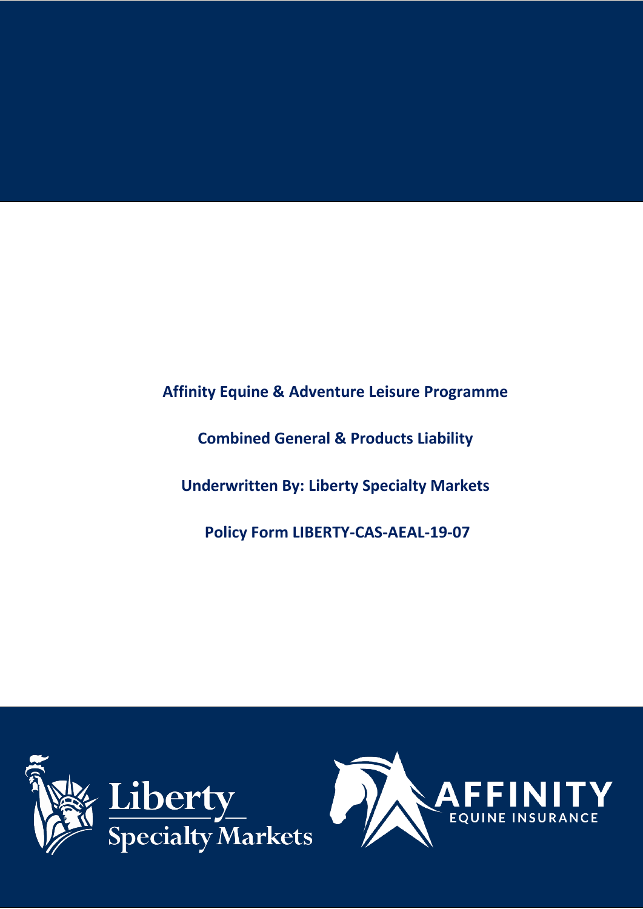**Affinity Equine & Adventure Leisure Programme**

**Combined General & Products Liability**

**Underwritten By: Liberty Specialty Markets**

**Policy Form LIBERTY-CAS-AEAL-19-07**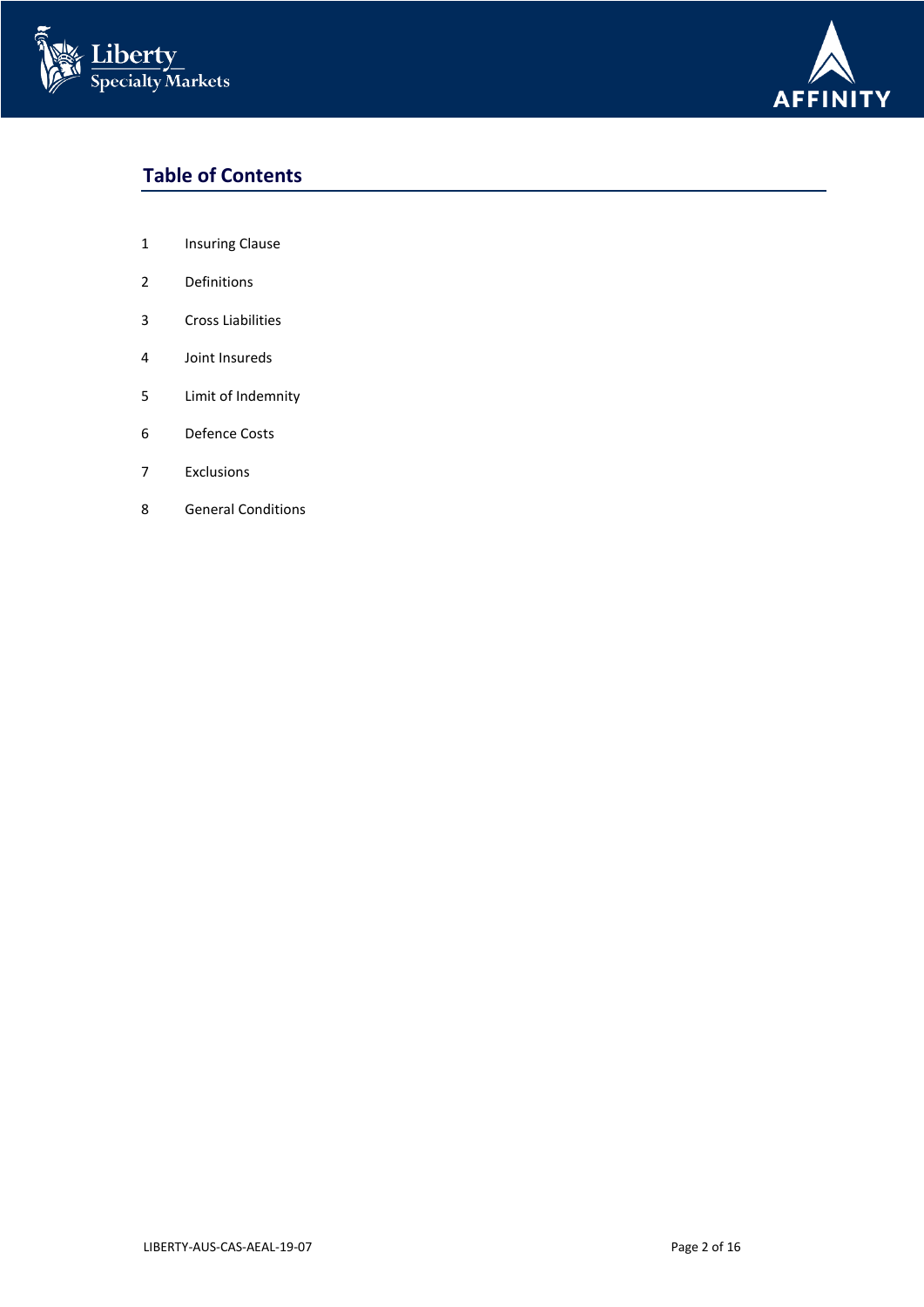## Table of Contents

| | |
|---|---|
| 1 | Insuring Clause |
| 2 | Definitions |
| 3 | Cross Liabilities |
| 4 | Joint Insureds |
| 5 | Limit of Indemnity |
| 6 | Defence Costs |
| 7 | Exclusions |
| 8 | General Conditions |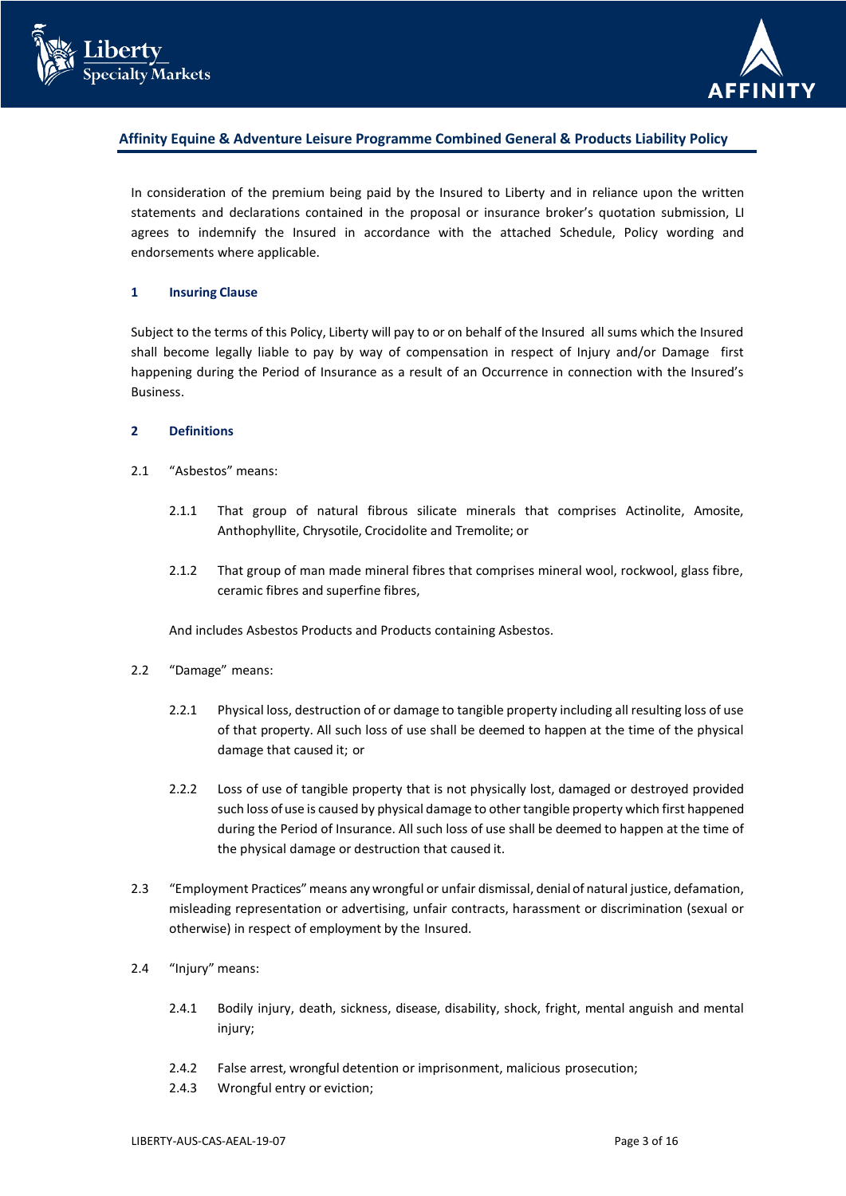## Affinity Equine & Adventure Leisure Programme Combined General & Products Liability Policy

In consideration of the premium being paid by the Insured to Liberty and in reliance upon the written statements and declarations contained in the proposal or insurance broker's quotation submission, LI agrees to indemnify the Insured in accordance with the attached Schedule, Policy wording and endorsements where applicable.

### 1 Insuring Clause

Subject to the terms of this Policy, Liberty will pay to or on behalf of the Insured all sums which the Insured shall become legally liable to pay by way of compensation in respect of Injury and/or Damage first happening during the Period of Insurance as a result of an Occurrence in connection with the Insured's Business.

### 2 Definitions

2.1 "Asbestos" means:

2.1.1 That group of natural fibrous silicate minerals that comprises Actinolite, Amosite, Anthophyllite, Chrysotile, Crocidolite and Tremolite; or

2.1.2 That group of man made mineral fibres that comprises mineral wool, rockwool, glass fibre, ceramic fibres and superfine fibres,

And includes Asbestos Products and Products containing Asbestos.

2.2 "Damage" means:

2.2.1 Physical loss, destruction of or damage to tangible property including all resulting loss of use of that property. All such loss of use shall be deemed to happen at the time of the physical damage that caused it; or

2.2.2 Loss of use of tangible property that is not physically lost, damaged or destroyed provided such loss of use is caused by physical damage to other tangible property which first happened during the Period of Insurance. All such loss of use shall be deemed to happen at the time of the physical damage or destruction that caused it.

2.3 "Employment Practices" means any wrongful or unfair dismissal, denial of natural justice, defamation, misleading representation or advertising, unfair contracts, harassment or discrimination (sexual or otherwise) in respect of employment by the Insured.

2.4 "Injury" means:

2.4.1 Bodily injury, death, sickness, disease, disability, shock, fright, mental anguish and mental injury;

2.4.2 False arrest, wrongful detention or imprisonment, malicious prosecution;

2.4.3 Wrongful entry or eviction;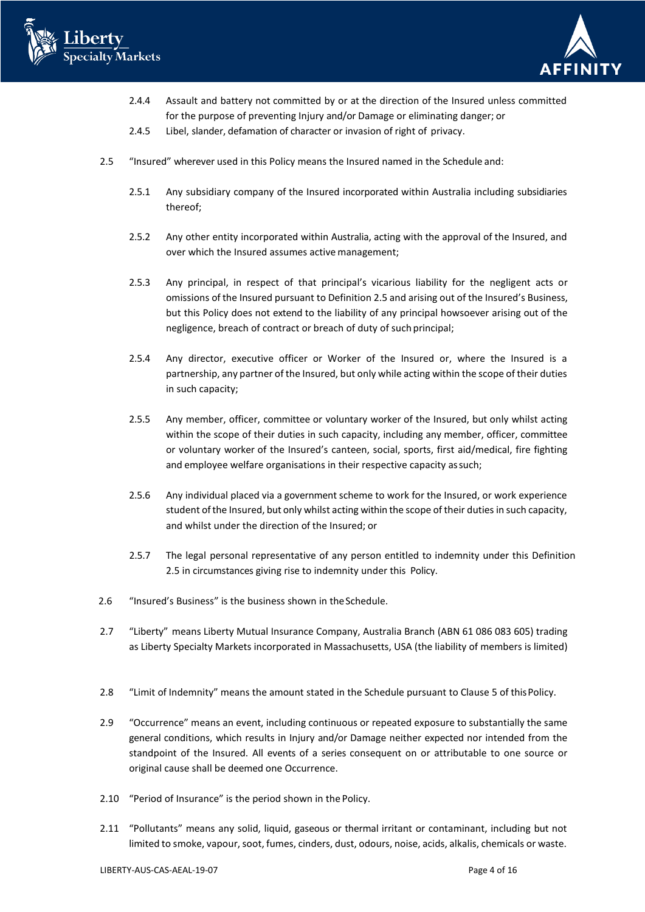2.4.4 Assault and battery not committed by or at the direction of the Insured unless committed for the purpose of preventing Injury and/or Damage or eliminating danger; or

2.4.5 Libel, slander, defamation of character or invasion of right of privacy.

2.5 "Insured" wherever used in this Policy means the Insured named in the Schedule and:

2.5.1 Any subsidiary company of the Insured incorporated within Australia including subsidiaries thereof;

2.5.2 Any other entity incorporated within Australia, acting with the approval of the Insured, and over which the Insured assumes active management;

2.5.3 Any principal, in respect of that principal's vicarious liability for the negligent acts or omissions of the Insured pursuant to Definition 2.5 and arising out of the Insured's Business, but this Policy does not extend to the liability of any principal howsoever arising out of the negligence, breach of contract or breach of duty of such principal;

2.5.4 Any director, executive officer or Worker of the Insured or, where the Insured is a partnership, any partner of the Insured, but only while acting within the scope of their duties in such capacity;

2.5.5 Any member, officer, committee or voluntary worker of the Insured, but only whilst acting within the scope of their duties in such capacity, including any member, officer, committee or voluntary worker of the Insured's canteen, social, sports, first aid/medical, fire fighting and employee welfare organisations in their respective capacity as such;

2.5.6 Any individual placed via a government scheme to work for the Insured, or work experience student of the Insured, but only whilst acting within the scope of their duties in such capacity, and whilst under the direction of the Insured; or

2.5.7 The legal personal representative of any person entitled to indemnity under this Definition 2.5 in circumstances giving rise to indemnity under this Policy.

2.6 "Insured's Business" is the business shown in the Schedule.

2.7 "Liberty" means Liberty Mutual Insurance Company, Australia Branch (ABN 61 086 083 605) trading as Liberty Specialty Markets incorporated in Massachusetts, USA (the liability of members is limited)

2.8 "Limit of Indemnity" means the amount stated in the Schedule pursuant to Clause 5 of this Policy.

2.9 "Occurrence" means an event, including continuous or repeated exposure to substantially the same general conditions, which results in Injury and/or Damage neither expected nor intended from the standpoint of the Insured. All events of a series consequent on or attributable to one source or original cause shall be deemed one Occurrence.

2.10 "Period of Insurance" is the period shown in the Policy.

2.11 "Pollutants" means any solid, liquid, gaseous or thermal irritant or contaminant, including but not limited to smoke, vapour, soot, fumes, cinders, dust, odours, noise, acids, alkalis, chemicals or waste.

LIBERTY-AUS-CAS-AEAL-19-07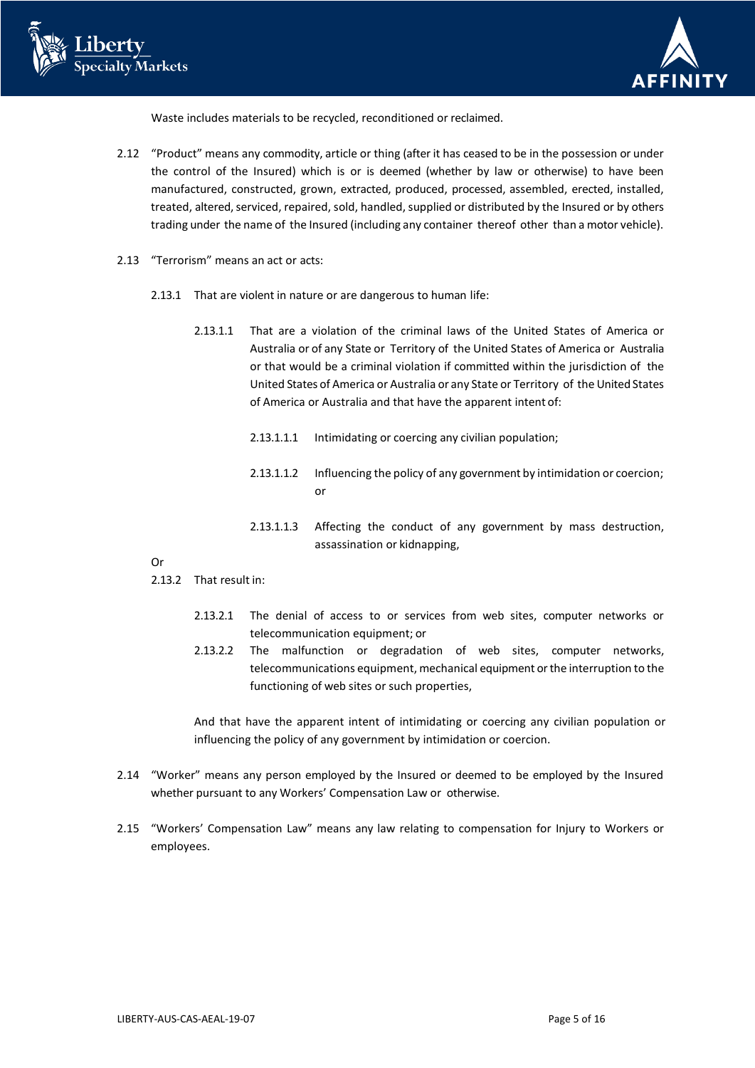Waste includes materials to be recycled, reconditioned or reclaimed.

2.12 "Product" means any commodity, article or thing (after it has ceased to be in the possession or under the control of the Insured) which is or is deemed (whether by law or otherwise) to have been manufactured, constructed, grown, extracted, produced, processed, assembled, erected, installed, treated, altered, serviced, repaired, sold, handled, supplied or distributed by the Insured or by others trading under the name of the Insured (including any container thereof other than a motor vehicle).

2.13 "Terrorism" means an act or acts:

2.13.1 That are violent in nature or are dangerous to human life:

2.13.1.1 That are a violation of the criminal laws of the United States of America or Australia or of any State or Territory of the United States of America or Australia or that would be a criminal violation if committed within the jurisdiction of the United States of America or Australia or any State or Territory of the United States of America or Australia and that have the apparent intent of:

2.13.1.1.1 Intimidating or coercing any civilian population;

2.13.1.1.2 Influencing the policy of any government by intimidation or coercion; or

2.13.1.1.3 Affecting the conduct of any government by mass destruction, assassination or kidnapping,

Or

2.13.2 That result in:

2.13.2.1 The denial of access to or services from web sites, computer networks or telecommunication equipment; or

2.13.2.2 The malfunction or degradation of web sites, computer networks, telecommunications equipment, mechanical equipment or the interruption to the functioning of web sites or such properties,

And that have the apparent intent of intimidating or coercing any civilian population or influencing the policy of any government by intimidation or coercion.

2.14 "Worker" means any person employed by the Insured or deemed to be employed by the Insured whether pursuant to any Workers' Compensation Law or otherwise.

2.15 "Workers' Compensation Law" means any law relating to compensation for Injury to Workers or employees.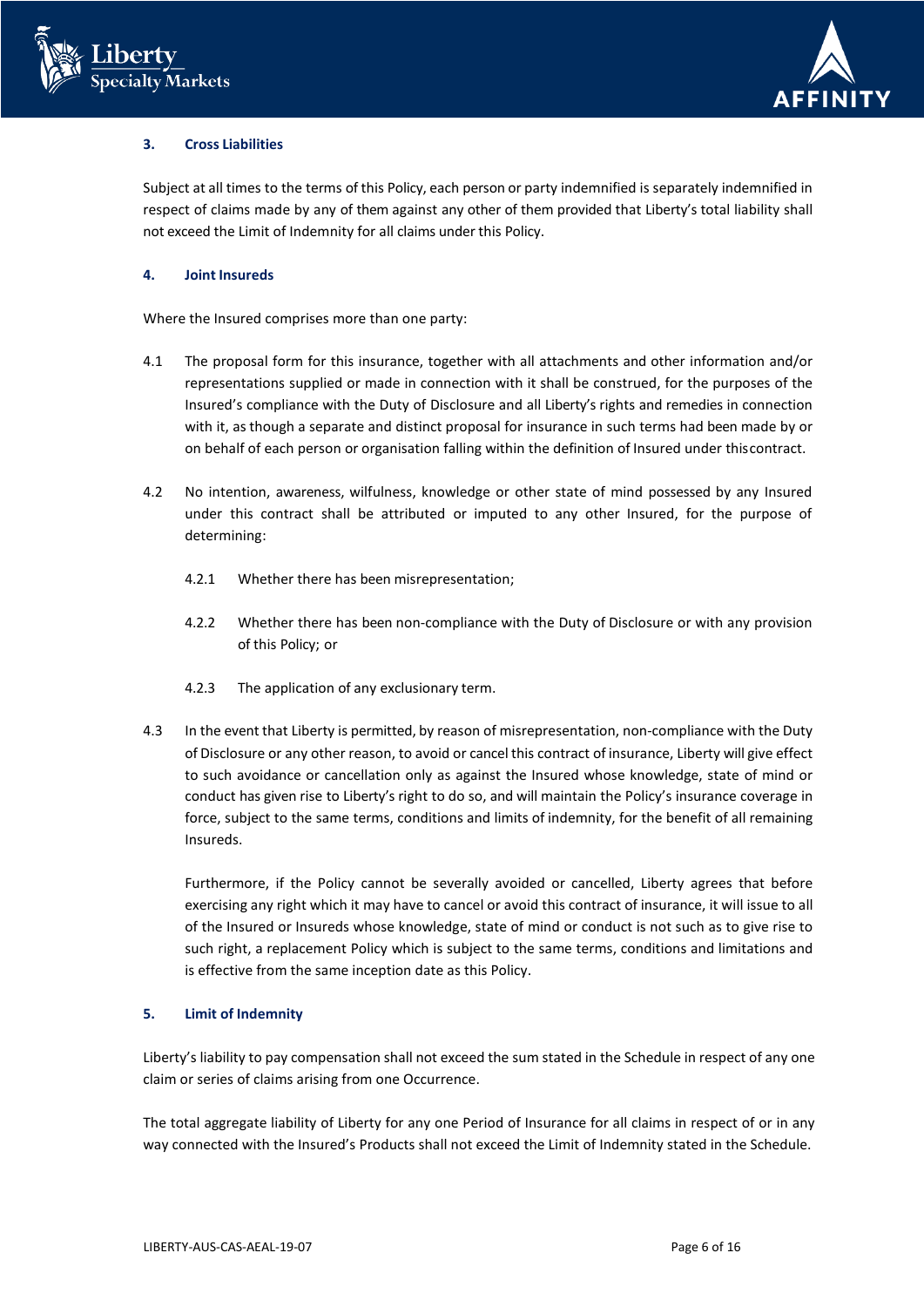### 3. Cross Liabilities

Subject at all times to the terms of this Policy, each person or party indemnified is separately indemnified in respect of claims made by any of them against any other of them provided that Liberty's total liability shall not exceed the Limit of Indemnity for all claims under this Policy.

### 4. Joint Insureds

Where the Insured comprises more than one party:

4.1 The proposal form for this insurance, together with all attachments and other information and/or representations supplied or made in connection with it shall be construed, for the purposes of the Insured's compliance with the Duty of Disclosure and all Liberty's rights and remedies in connection with it, as though a separate and distinct proposal for insurance in such terms had been made by or on behalf of each person or organisation falling within the definition of Insured under this contract.

4.2 No intention, awareness, wilfulness, knowledge or other state of mind possessed by any Insured under this contract shall be attributed or imputed to any other Insured, for the purpose of determining:

- 4.2.1 Whether there has been misrepresentation;
- 4.2.2 Whether there has been non-compliance with the Duty of Disclosure or with any provision of this Policy; or
- 4.2.3 The application of any exclusionary term.

4.3 In the event that Liberty is permitted, by reason of misrepresentation, non-compliance with the Duty of Disclosure or any other reason, to avoid or cancel this contract of insurance, Liberty will give effect to such avoidance or cancellation only as against the Insured whose knowledge, state of mind or conduct has given rise to Liberty's right to do so, and will maintain the Policy's insurance coverage in force, subject to the same terms, conditions and limits of indemnity, for the benefit of all remaining Insureds.

Furthermore, if the Policy cannot be severally avoided or cancelled, Liberty agrees that before exercising any right which it may have to cancel or avoid this contract of insurance, it will issue to all of the Insured or Insureds whose knowledge, state of mind or conduct is not such as to give rise to such right, a replacement Policy which is subject to the same terms, conditions and limitations and is effective from the same inception date as this Policy.

### 5. Limit of Indemnity

Liberty's liability to pay compensation shall not exceed the sum stated in the Schedule in respect of any one claim or series of claims arising from one Occurrence.

The total aggregate liability of Liberty for any one Period of Insurance for all claims in respect of or in any way connected with the Insured's Products shall not exceed the Limit of Indemnity stated in the Schedule.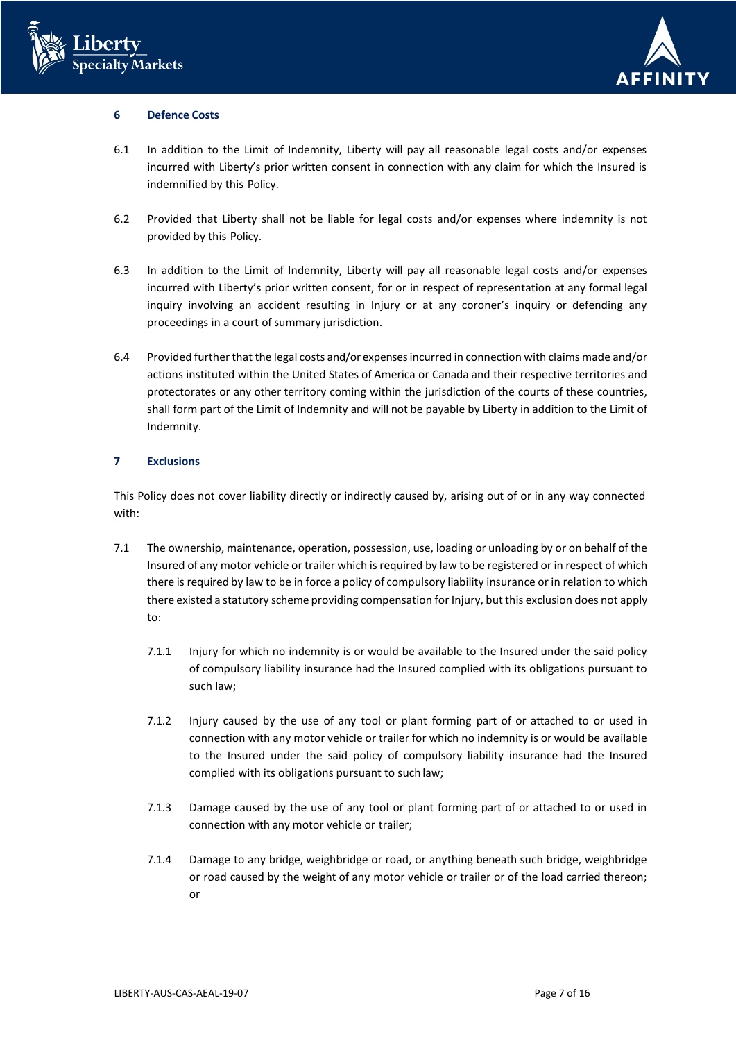## 6 Defence Costs

6.1 In addition to the Limit of Indemnity, Liberty will pay all reasonable legal costs and/or expenses incurred with Liberty's prior written consent in connection with any claim for which the Insured is indemnified by this Policy.

6.2 Provided that Liberty shall not be liable for legal costs and/or expenses where indemnity is not provided by this Policy.

6.3 In addition to the Limit of Indemnity, Liberty will pay all reasonable legal costs and/or expenses incurred with Liberty's prior written consent, for or in respect of representation at any formal legal inquiry involving an accident resulting in Injury or at any coroner's inquiry or defending any proceedings in a court of summary jurisdiction.

6.4 Provided further that the legal costs and/or expenses incurred in connection with claims made and/or actions instituted within the United States of America or Canada and their respective territories and protectorates or any other territory coming within the jurisdiction of the courts of these countries, shall form part of the Limit of Indemnity and will not be payable by Liberty in addition to the Limit of Indemnity.

## 7 Exclusions

This Policy does not cover liability directly or indirectly caused by, arising out of or in any way connected with:

7.1 The ownership, maintenance, operation, possession, use, loading or unloading by or on behalf of the Insured of any motor vehicle or trailer which is required by law to be registered or in respect of which there is required by law to be in force a policy of compulsory liability insurance or in relation to which there existed a statutory scheme providing compensation for Injury, but this exclusion does not apply to:

   7.1.1 Injury for which no indemnity is or would be available to the Insured under the said policy of compulsory liability insurance had the Insured complied with its obligations pursuant to such law;

   7.1.2 Injury caused by the use of any tool or plant forming part of or attached to or used in connection with any motor vehicle or trailer for which no indemnity is or would be available to the Insured under the said policy of compulsory liability insurance had the Insured complied with its obligations pursuant to such law;

   7.1.3 Damage caused by the use of any tool or plant forming part of or attached to or used in connection with any motor vehicle or trailer;

   7.1.4 Damage to any bridge, weighbridge or road, or anything beneath such bridge, weighbridge or road caused by the weight of any motor vehicle or trailer or of the load carried thereon; or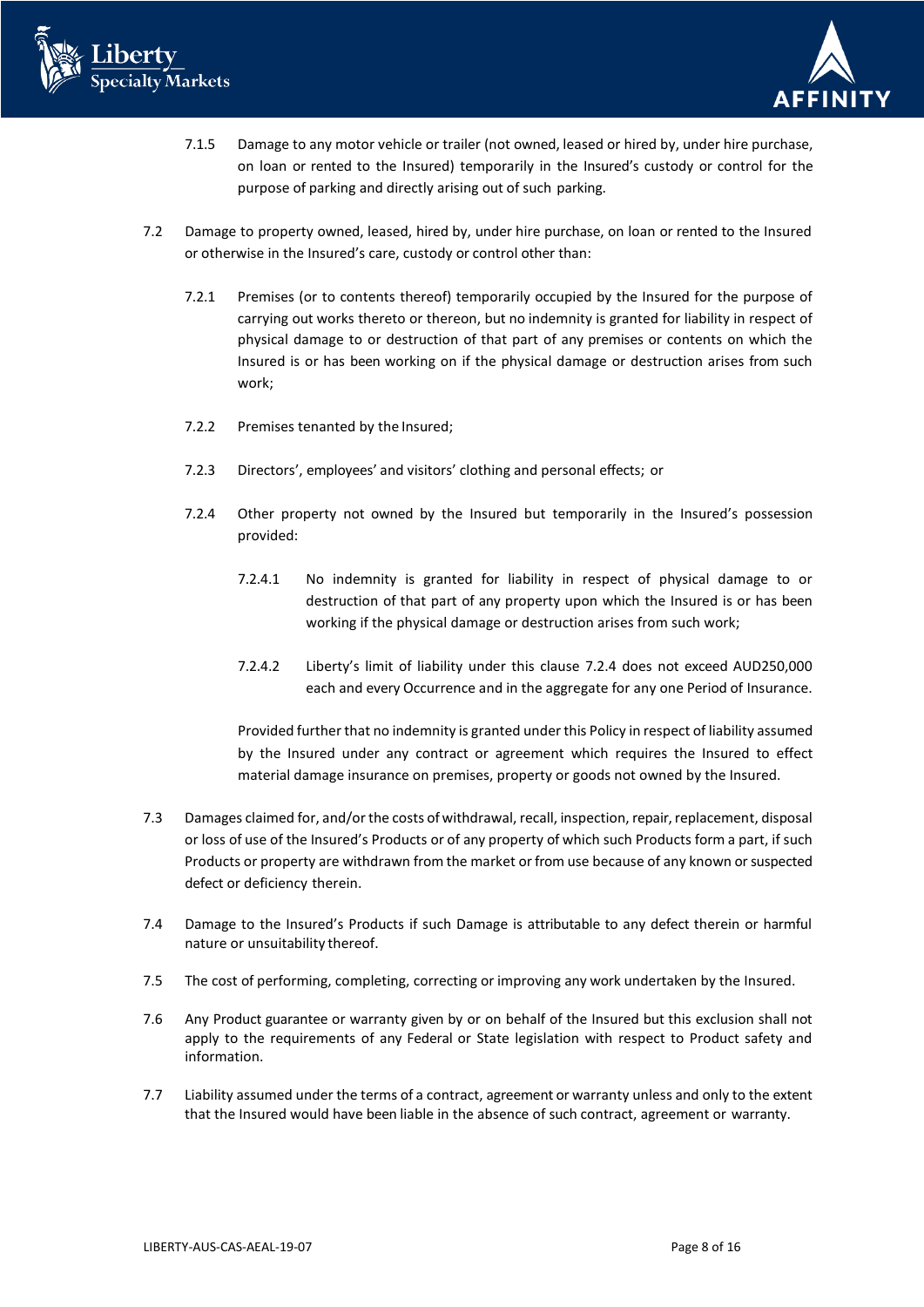7.1.5 Damage to any motor vehicle or trailer (not owned, leased or hired by, under hire purchase, on loan or rented to the Insured) temporarily in the Insured's custody or control for the purpose of parking and directly arising out of such parking.

7.2 Damage to property owned, leased, hired by, under hire purchase, on loan or rented to the Insured or otherwise in the Insured's care, custody or control other than:

7.2.1 Premises (or to contents thereof) temporarily occupied by the Insured for the purpose of carrying out works thereto or thereon, but no indemnity is granted for liability in respect of physical damage to or destruction of that part of any premises or contents on which the Insured is or has been working on if the physical damage or destruction arises from such work;

7.2.2 Premises tenanted by the Insured;

7.2.3 Directors', employees' and visitors' clothing and personal effects; or

7.2.4 Other property not owned by the Insured but temporarily in the Insured's possession provided:

7.2.4.1 No indemnity is granted for liability in respect of physical damage to or destruction of that part of any property upon which the Insured is or has been working if the physical damage or destruction arises from such work;

7.2.4.2 Liberty's limit of liability under this clause 7.2.4 does not exceed AUD250,000 each and every Occurrence and in the aggregate for any one Period of Insurance.

Provided further that no indemnity is granted under this Policy in respect of liability assumed by the Insured under any contract or agreement which requires the Insured to effect material damage insurance on premises, property or goods not owned by the Insured.

7.3 Damages claimed for, and/or the costs of withdrawal, recall, inspection, repair, replacement, disposal or loss of use of the Insured's Products or of any property of which such Products form a part, if such Products or property are withdrawn from the market or from use because of any known or suspected defect or deficiency therein.

7.4 Damage to the Insured's Products if such Damage is attributable to any defect therein or harmful nature or unsuitability thereof.

7.5 The cost of performing, completing, correcting or improving any work undertaken by the Insured.

7.6 Any Product guarantee or warranty given by or on behalf of the Insured but this exclusion shall not apply to the requirements of any Federal or State legislation with respect to Product safety and information.

7.7 Liability assumed under the terms of a contract, agreement or warranty unless and only to the extent that the Insured would have been liable in the absence of such contract, agreement or warranty.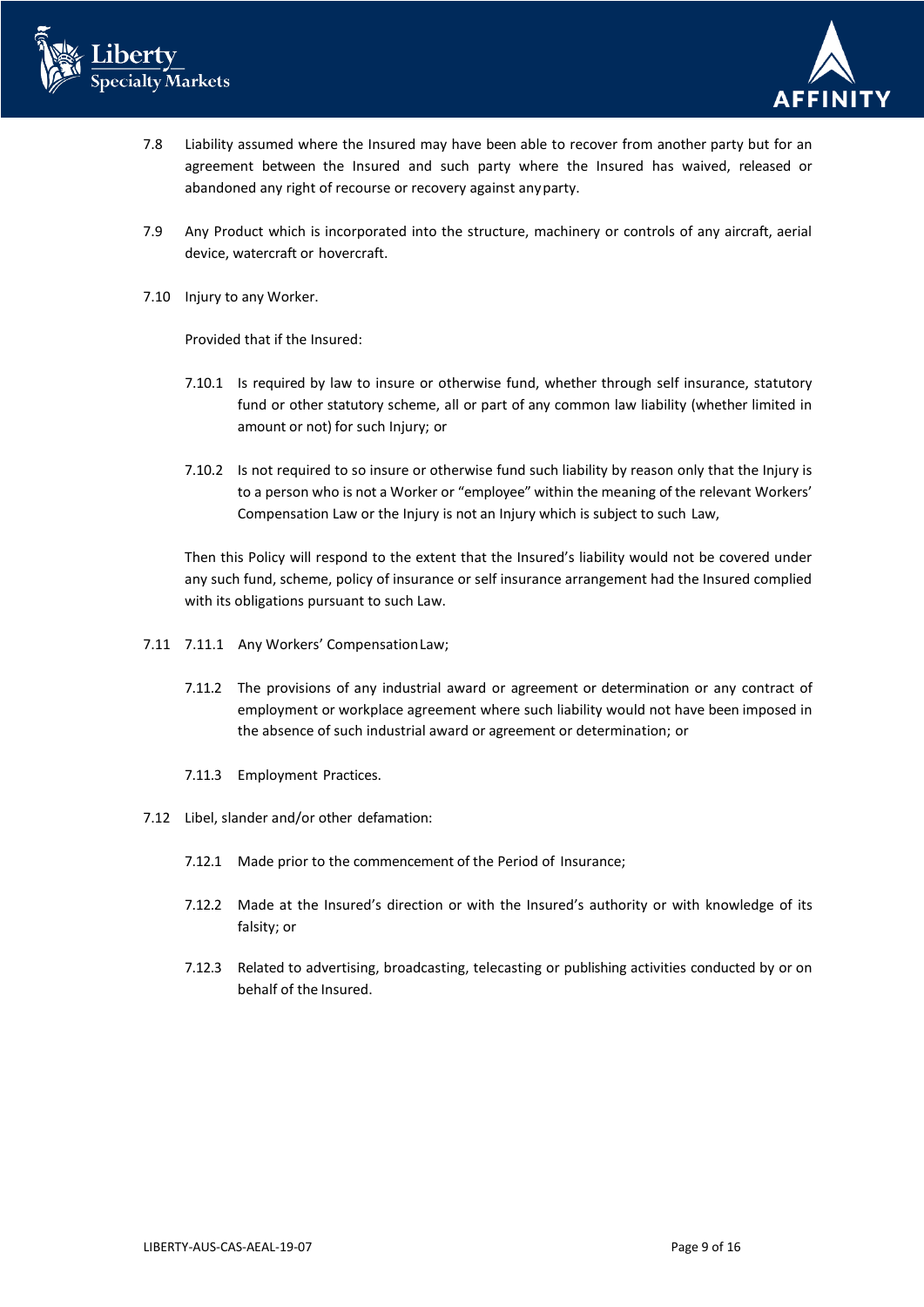7.8 Liability assumed where the Insured may have been able to recover from another party but for an agreement between the Insured and such party where the Insured has waived, released or abandoned any right of recourse or recovery against any party.

7.9 Any Product which is incorporated into the structure, machinery or controls of any aircraft, aerial device, watercraft or hovercraft.

7.10 Injury to any Worker.

Provided that if the Insured:

7.10.1 Is required by law to insure or otherwise fund, whether through self insurance, statutory fund or other statutory scheme, all or part of any common law liability (whether limited in amount or not) for such Injury; or

7.10.2 Is not required to so insure or otherwise fund such liability by reason only that the Injury is to a person who is not a Worker or "employee" within the meaning of the relevant Workers' Compensation Law or the Injury is not an Injury which is subject to such Law,

Then this Policy will respond to the extent that the Insured's liability would not be covered under any such fund, scheme, policy of insurance or self insurance arrangement had the Insured complied with its obligations pursuant to such Law.

7.11 7.11.1 Any Workers' Compensation Law;

7.11.2 The provisions of any industrial award or agreement or determination or any contract of employment or workplace agreement where such liability would not have been imposed in the absence of such industrial award or agreement or determination; or

7.11.3 Employment Practices.

7.12 Libel, slander and/or other defamation:

7.12.1 Made prior to the commencement of the Period of Insurance;

7.12.2 Made at the Insured's direction or with the Insured's authority or with knowledge of its falsity; or

7.12.3 Related to advertising, broadcasting, telecasting or publishing activities conducted by or on behalf of the Insured.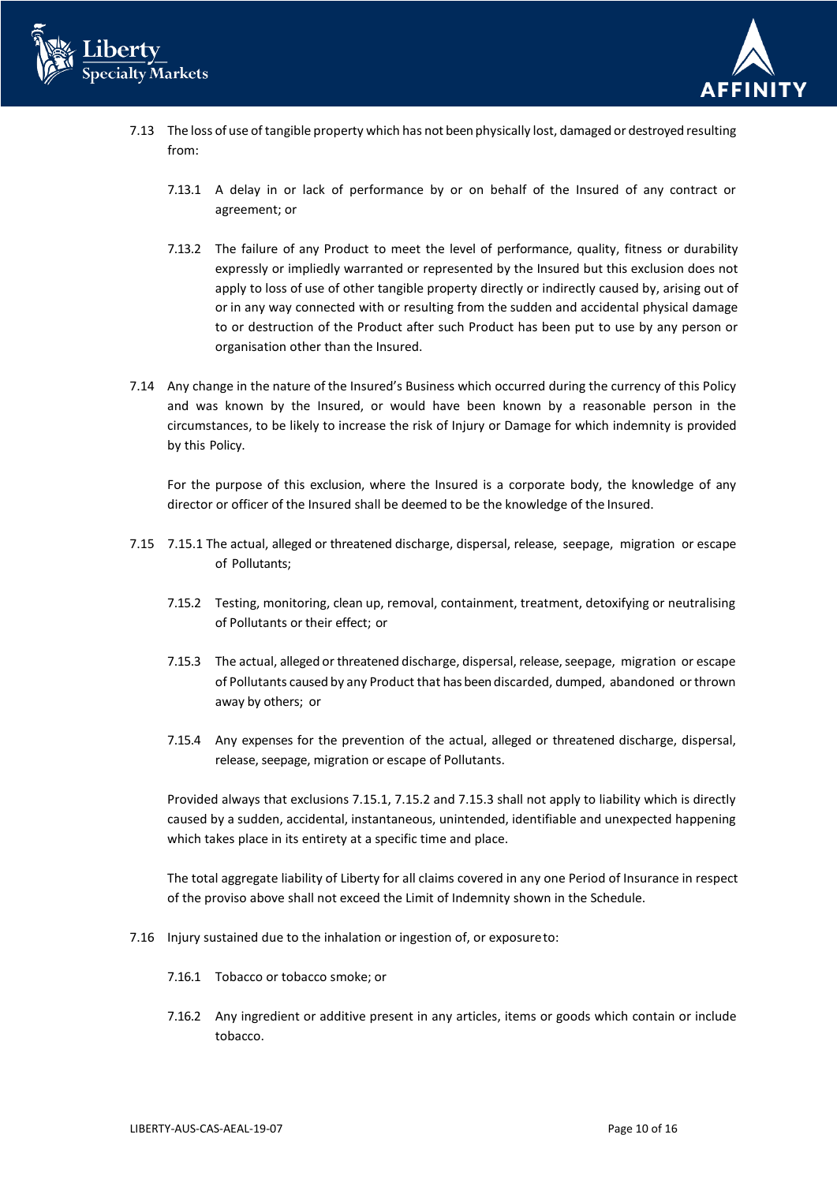7.13 The loss of use of tangible property which has not been physically lost, damaged or destroyed resulting from:

7.13.1 A delay in or lack of performance by or on behalf of the Insured of any contract or agreement; or

7.13.2 The failure of any Product to meet the level of performance, quality, fitness or durability expressly or impliedly warranted or represented by the Insured but this exclusion does not apply to loss of use of other tangible property directly or indirectly caused by, arising out of or in any way connected with or resulting from the sudden and accidental physical damage to or destruction of the Product after such Product has been put to use by any person or organisation other than the Insured.

7.14 Any change in the nature of the Insured's Business which occurred during the currency of this Policy and was known by the Insured, or would have been known by a reasonable person in the circumstances, to be likely to increase the risk of Injury or Damage for which indemnity is provided by this Policy.

For the purpose of this exclusion, where the Insured is a corporate body, the knowledge of any director or officer of the Insured shall be deemed to be the knowledge of the Insured.

7.15 7.15.1 The actual, alleged or threatened discharge, dispersal, release, seepage, migration or escape of Pollutants;

7.15.2 Testing, monitoring, clean up, removal, containment, treatment, detoxifying or neutralising of Pollutants or their effect; or

7.15.3 The actual, alleged or threatened discharge, dispersal, release, seepage, migration or escape of Pollutants caused by any Product that has been discarded, dumped, abandoned or thrown away by others; or

7.15.4 Any expenses for the prevention of the actual, alleged or threatened discharge, dispersal, release, seepage, migration or escape of Pollutants.

Provided always that exclusions 7.15.1, 7.15.2 and 7.15.3 shall not apply to liability which is directly caused by a sudden, accidental, instantaneous, unintended, identifiable and unexpected happening which takes place in its entirety at a specific time and place.

The total aggregate liability of Liberty for all claims covered in any one Period of Insurance in respect of the proviso above shall not exceed the Limit of Indemnity shown in the Schedule.

7.16 Injury sustained due to the inhalation or ingestion of, or exposure to:

7.16.1 Tobacco or tobacco smoke; or

7.16.2 Any ingredient or additive present in any articles, items or goods which contain or include tobacco.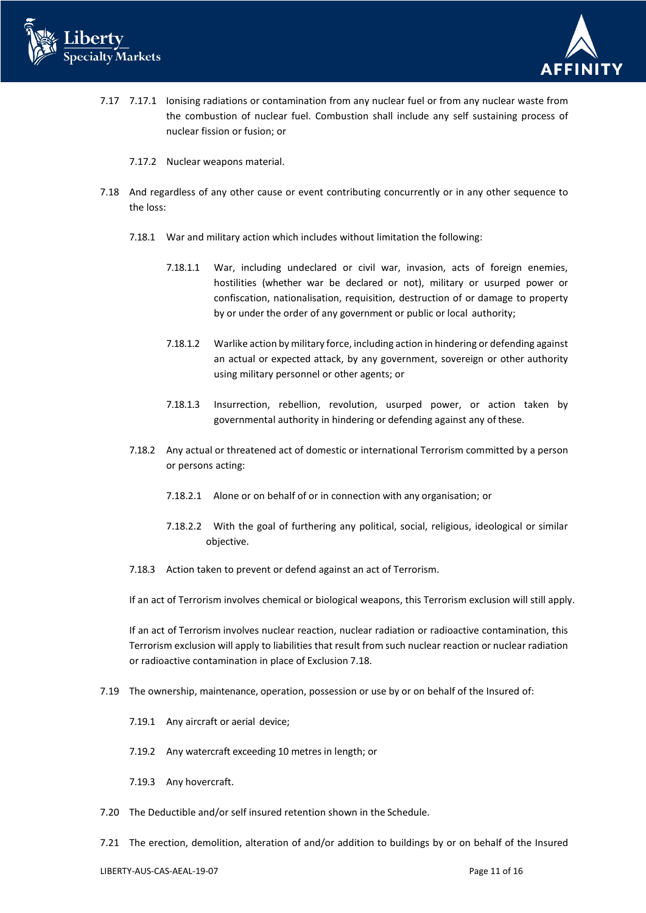7.17 7.17.1 Ionising radiations or contamination from any nuclear fuel or from any nuclear waste from the combustion of nuclear fuel. Combustion shall include any self sustaining process of nuclear fission or fusion; or

7.17.2 Nuclear weapons material.

7.18 And regardless of any other cause or event contributing concurrently or in any other sequence to the loss:

7.18.1 War and military action which includes without limitation the following:

7.18.1.1 War, including undeclared or civil war, invasion, acts of foreign enemies, hostilities (whether war be declared or not), military or usurped power or confiscation, nationalisation, requisition, destruction of or damage to property by or under the order of any government or public or local authority;

7.18.1.2 Warlike action by military force, including action in hindering or defending against an actual or expected attack, by any government, sovereign or other authority using military personnel or other agents; or

7.18.1.3 Insurrection, rebellion, revolution, usurped power, or action taken by governmental authority in hindering or defending against any of these.

7.18.2 Any actual or threatened act of domestic or international Terrorism committed by a person or persons acting:

7.18.2.1 Alone or on behalf of or in connection with any organisation; or

7.18.2.2 With the goal of furthering any political, social, religious, ideological or similar objective.

7.18.3 Action taken to prevent or defend against an act of Terrorism.

If an act of Terrorism involves chemical or biological weapons, this Terrorism exclusion will still apply.

If an act of Terrorism involves nuclear reaction, nuclear radiation or radioactive contamination, this Terrorism exclusion will apply to liabilities that result from such nuclear reaction or nuclear radiation or radioactive contamination in place of Exclusion 7.18.

7.19 The ownership, maintenance, operation, possession or use by or on behalf of the Insured of:

7.19.1 Any aircraft or aerial device;

7.19.2 Any watercraft exceeding 10 metres in length; or

7.19.3 Any hovercraft.

7.20 The Deductible and/or self insured retention shown in the Schedule.

7.21 The erection, demolition, alteration of and/or addition to buildings by or on behalf of the Insured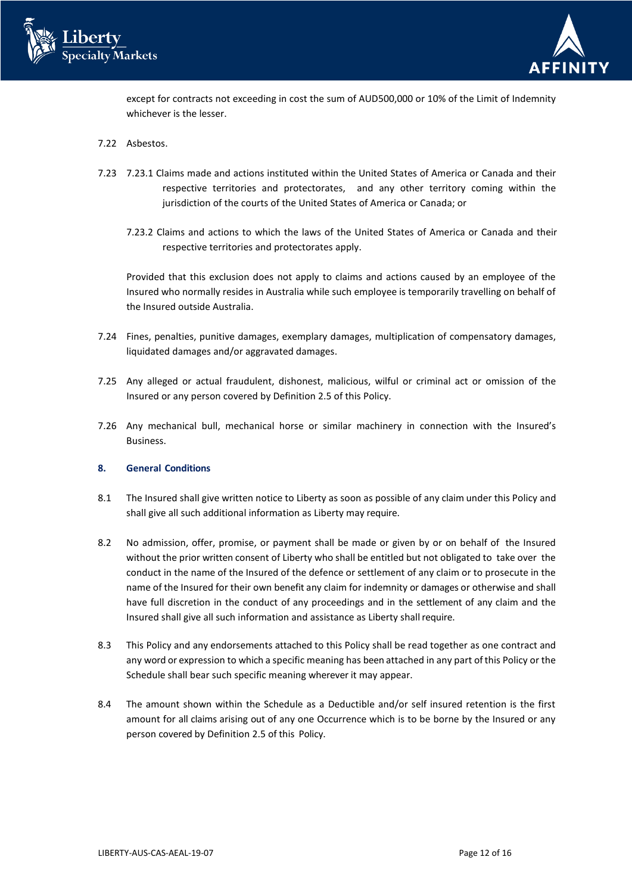except for contracts not exceeding in cost the sum of AUD500,000 or 10% of the Limit of Indemnity whichever is the lesser.

7.22 Asbestos.

7.23 7.23.1 Claims made and actions instituted within the United States of America or Canada and their respective territories and protectorates, and any other territory coming within the jurisdiction of the courts of the United States of America or Canada; or

7.23.2 Claims and actions to which the laws of the United States of America or Canada and their respective territories and protectorates apply.

Provided that this exclusion does not apply to claims and actions caused by an employee of the Insured who normally resides in Australia while such employee is temporarily travelling on behalf of the Insured outside Australia.

7.24 Fines, penalties, punitive damages, exemplary damages, multiplication of compensatory damages, liquidated damages and/or aggravated damages.

7.25 Any alleged or actual fraudulent, dishonest, malicious, wilful or criminal act or omission of the Insured or any person covered by Definition 2.5 of this Policy.

7.26 Any mechanical bull, mechanical horse or similar machinery in connection with the Insured's Business.

## 8. General Conditions

8.1 The Insured shall give written notice to Liberty as soon as possible of any claim under this Policy and shall give all such additional information as Liberty may require.

8.2 No admission, offer, promise, or payment shall be made or given by or on behalf of the Insured without the prior written consent of Liberty who shall be entitled but not obligated to take over the conduct in the name of the Insured of the defence or settlement of any claim or to prosecute in the name of the Insured for their own benefit any claim for indemnity or damages or otherwise and shall have full discretion in the conduct of any proceedings and in the settlement of any claim and the Insured shall give all such information and assistance as Liberty shall require.

8.3 This Policy and any endorsements attached to this Policy shall be read together as one contract and any word or expression to which a specific meaning has been attached in any part of this Policy or the Schedule shall bear such specific meaning wherever it may appear.

8.4 The amount shown within the Schedule as a Deductible and/or self insured retention is the first amount for all claims arising out of any one Occurrence which is to be borne by the Insured or any person covered by Definition 2.5 of this Policy.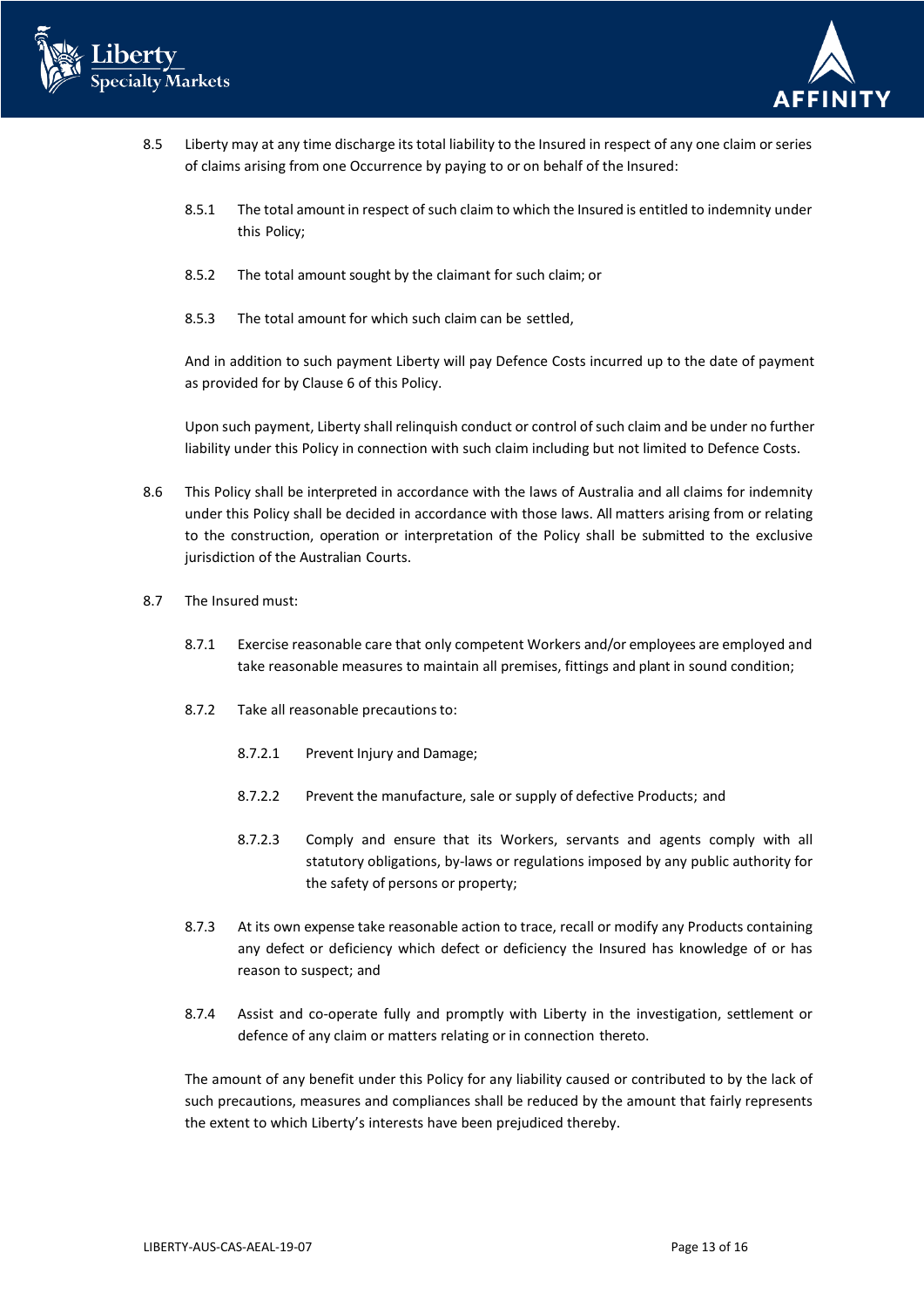8.5 Liberty may at any time discharge its total liability to the Insured in respect of any one claim or series of claims arising from one Occurrence by paying to or on behalf of the Insured:

- 8.5.1 The total amount in respect of such claim to which the Insured is entitled to indemnity under this Policy;
- 8.5.2 The total amount sought by the claimant for such claim; or
- 8.5.3 The total amount for which such claim can be settled,

And in addition to such payment Liberty will pay Defence Costs incurred up to the date of payment as provided for by Clause 6 of this Policy.

Upon such payment, Liberty shall relinquish conduct or control of such claim and be under no further liability under this Policy in connection with such claim including but not limited to Defence Costs.

8.6 This Policy shall be interpreted in accordance with the laws of Australia and all claims for indemnity under this Policy shall be decided in accordance with those laws. All matters arising from or relating to the construction, operation or interpretation of the Policy shall be submitted to the exclusive jurisdiction of the Australian Courts.

8.7 The Insured must:

- 8.7.1 Exercise reasonable care that only competent Workers and/or employees are employed and take reasonable measures to maintain all premises, fittings and plant in sound condition;
- 8.7.2 Take all reasonable precautions to:
  - 8.7.2.1 Prevent Injury and Damage;
  - 8.7.2.2 Prevent the manufacture, sale or supply of defective Products; and
  - 8.7.2.3 Comply and ensure that its Workers, servants and agents comply with all statutory obligations, by-laws or regulations imposed by any public authority for the safety of persons or property;
- 8.7.3 At its own expense take reasonable action to trace, recall or modify any Products containing any defect or deficiency which defect or deficiency the Insured has knowledge of or has reason to suspect; and
- 8.7.4 Assist and co-operate fully and promptly with Liberty in the investigation, settlement or defence of any claim or matters relating or in connection thereto.

The amount of any benefit under this Policy for any liability caused or contributed to by the lack of such precautions, measures and compliances shall be reduced by the amount that fairly represents the extent to which Liberty's interests have been prejudiced thereby.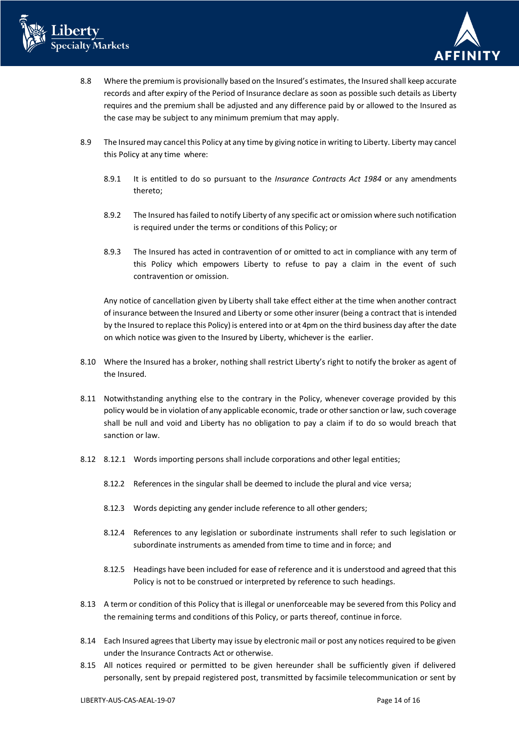8.8 Where the premium is provisionally based on the Insured's estimates, the Insured shall keep accurate records and after expiry of the Period of Insurance declare as soon as possible such details as Liberty requires and the premium shall be adjusted and any difference paid by or allowed to the Insured as the case may be subject to any minimum premium that may apply.

8.9 The Insured may cancel this Policy at any time by giving notice in writing to Liberty. Liberty may cancel this Policy at any time where:

8.9.1 It is entitled to do so pursuant to the *Insurance Contracts Act 1984* or any amendments thereto;

8.9.2 The Insured has failed to notify Liberty of any specific act or omission where such notification is required under the terms or conditions of this Policy; or

8.9.3 The Insured has acted in contravention of or omitted to act in compliance with any term of this Policy which empowers Liberty to refuse to pay a claim in the event of such contravention or omission.

Any notice of cancellation given by Liberty shall take effect either at the time when another contract of insurance between the Insured and Liberty or some other insurer (being a contract that is intended by the Insured to replace this Policy) is entered into or at 4pm on the third business day after the date on which notice was given to the Insured by Liberty, whichever is the earlier.

8.10 Where the Insured has a broker, nothing shall restrict Liberty's right to notify the broker as agent of the Insured.

8.11 Notwithstanding anything else to the contrary in the Policy, whenever coverage provided by this policy would be in violation of any applicable economic, trade or other sanction or law, such coverage shall be null and void and Liberty has no obligation to pay a claim if to do so would breach that sanction or law.

8.12 8.12.1 Words importing persons shall include corporations and other legal entities;

8.12.2 References in the singular shall be deemed to include the plural and vice versa;

8.12.3 Words depicting any gender include reference to all other genders;

8.12.4 References to any legislation or subordinate instruments shall refer to such legislation or subordinate instruments as amended from time to time and in force; and

8.12.5 Headings have been included for ease of reference and it is understood and agreed that this Policy is not to be construed or interpreted by reference to such headings.

8.13 A term or condition of this Policy that is illegal or unenforceable may be severed from this Policy and the remaining terms and conditions of this Policy, or parts thereof, continue in force.

8.14 Each Insured agrees that Liberty may issue by electronic mail or post any notices required to be given under the Insurance Contracts Act or otherwise.

8.15 All notices required or permitted to be given hereunder shall be sufficiently given if delivered personally, sent by prepaid registered post, transmitted by facsimile telecommunication or sent by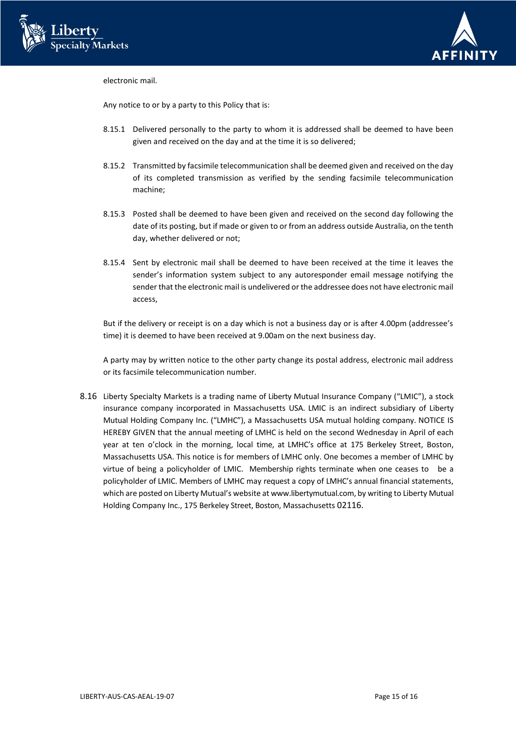electronic mail.

Any notice to or by a party to this Policy that is:

8.15.1 Delivered personally to the party to whom it is addressed shall be deemed to have been given and received on the day and at the time it is so delivered;

8.15.2 Transmitted by facsimile telecommunication shall be deemed given and received on the day of its completed transmission as verified by the sending facsimile telecommunication machine;

8.15.3 Posted shall be deemed to have been given and received on the second day following the date of its posting, but if made or given to or from an address outside Australia, on the tenth day, whether delivered or not;

8.15.4 Sent by electronic mail shall be deemed to have been received at the time it leaves the sender's information system subject to any autoresponder email message notifying the sender that the electronic mail is undelivered or the addressee does not have electronic mail access,

But if the delivery or receipt is on a day which is not a business day or is after 4.00pm (addressee's time) it is deemed to have been received at 9.00am on the next business day.

A party may by written notice to the other party change its postal address, electronic mail address or its facsimile telecommunication number.

8.16 Liberty Specialty Markets is a trading name of Liberty Mutual Insurance Company ("LMIC"), a stock insurance company incorporated in Massachusetts USA. LMIC is an indirect subsidiary of Liberty Mutual Holding Company Inc. ("LMHC"), a Massachusetts USA mutual holding company. NOTICE IS HEREBY GIVEN that the annual meeting of LMHC is held on the second Wednesday in April of each year at ten o'clock in the morning, local time, at LMHC's office at 175 Berkeley Street, Boston, Massachusetts USA. This notice is for members of LMHC only. One becomes a member of LMHC by virtue of being a policyholder of LMIC. Membership rights terminate when one ceases to be a policyholder of LMIC. Members of LMHC may request a copy of LMHC's annual financial statements, which are posted on Liberty Mutual's website at www.libertymutual.com, by writing to Liberty Mutual Holding Company Inc., 175 Berkeley Street, Boston, Massachusetts 02116.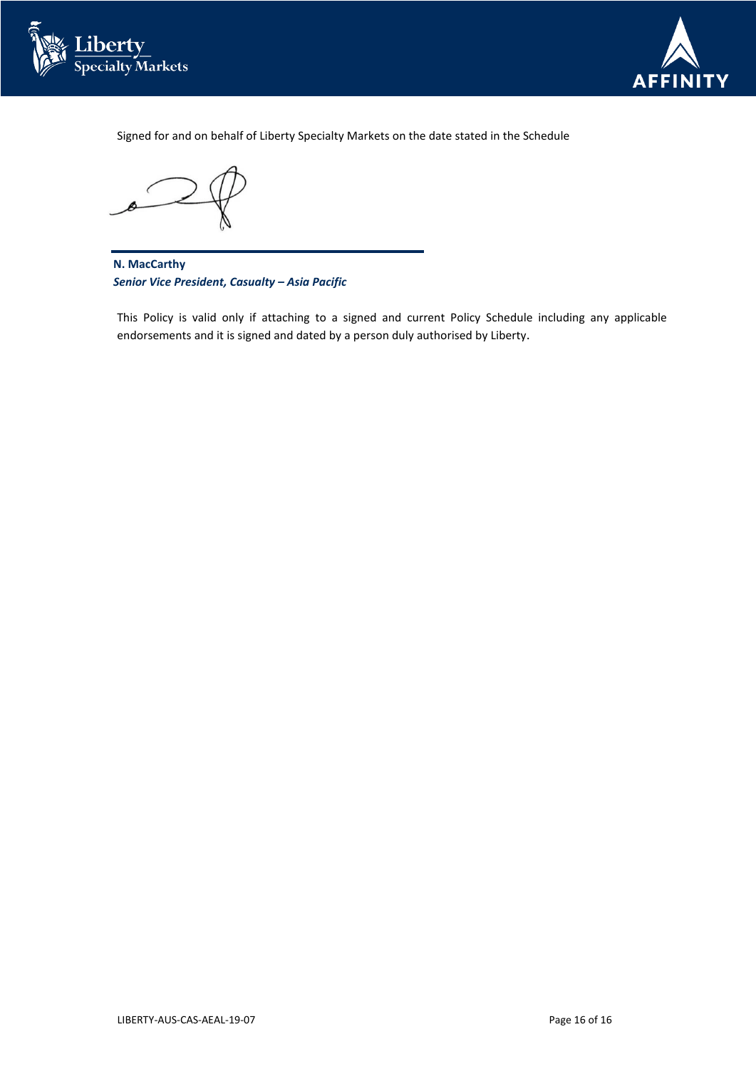Signed for and on behalf of Liberty Specialty Markets on the date stated in the Schedule

**N. MacCarthy**
***Senior Vice President, Casualty – Asia Pacific***

This Policy is valid only if attaching to a signed and current Policy Schedule including any applicable endorsements and it is signed and dated by a person duly authorised by Liberty.